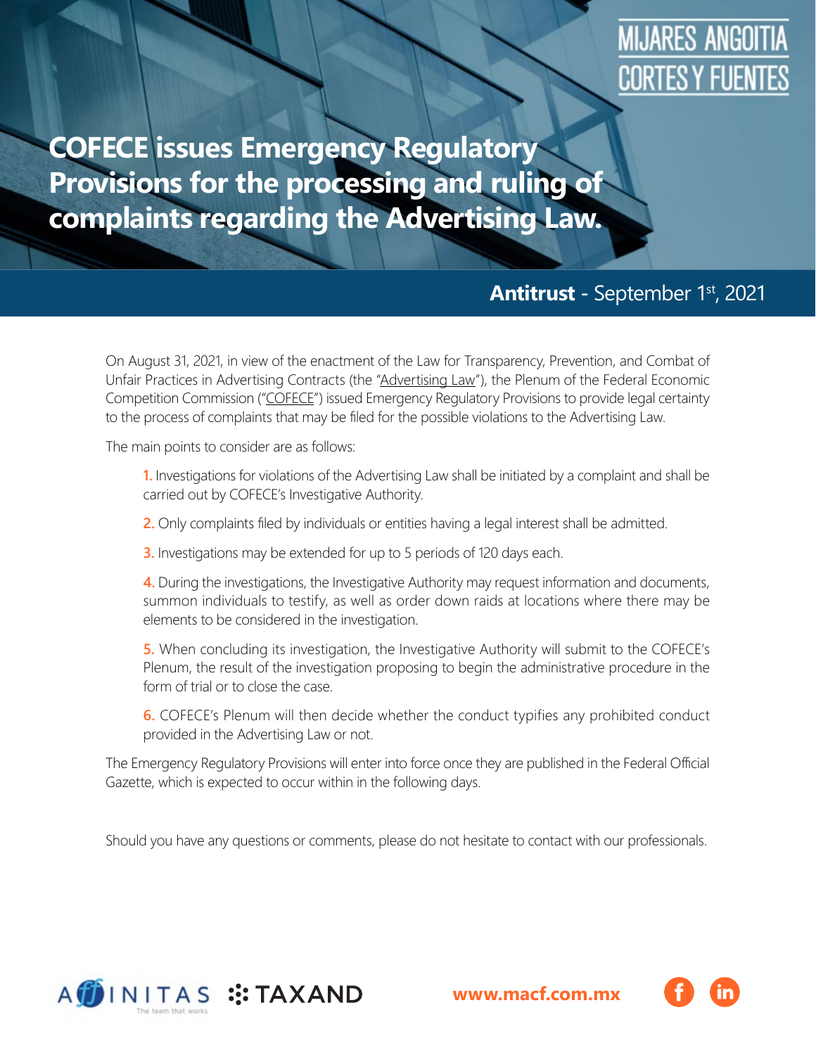MIJARES ANGOITIA CORTES Y FUENTES

# COFECE issues Emergency Regulatory Provisions for the processing and ruling of complaints regarding the Advertising Law.

**Antitrust** - September 1st, 2021

On August 31, 2021, in view of the enactment of the Law for Transparency, Prevention, and Combat of Unfair Practices in Advertising Contracts (the "Advertising Law"), the Plenum of the Federal Economic Competition Commission ("COFECE") issued Emergency Regulatory Provisions to provide legal certainty to the process of complaints that may be filed for the possible violations to the Advertising Law.

The main points to consider are as follows:

1. Investigations for violations of the Advertising Law shall be initiated by a complaint and shall be carried out by COFECE's Investigative Authority.
2. Only complaints filed by individuals or entities having a legal interest shall be admitted.
3. Investigations may be extended for up to 5 periods of 120 days each.
4. During the investigations, the Investigative Authority may request information and documents, summon individuals to testify, as well as order down raids at locations where there may be elements to be considered in the investigation.
5. When concluding its investigation, the Investigative Authority will submit to the COFECE's Plenum, the result of the investigation proposing to begin the administrative procedure in the form of trial or to close the case.
6. COFECE's Plenum will then decide whether the conduct typifies any prohibited conduct provided in the Advertising Law or not.

The Emergency Regulatory Provisions will enter into force once they are published in the Federal Official Gazette, which is expected to occur within in the following days.

Should you have any questions or comments, please do not hesitate to contact with our professionals.

AFFINITAS The team that works TAXAND www.macf.com.mx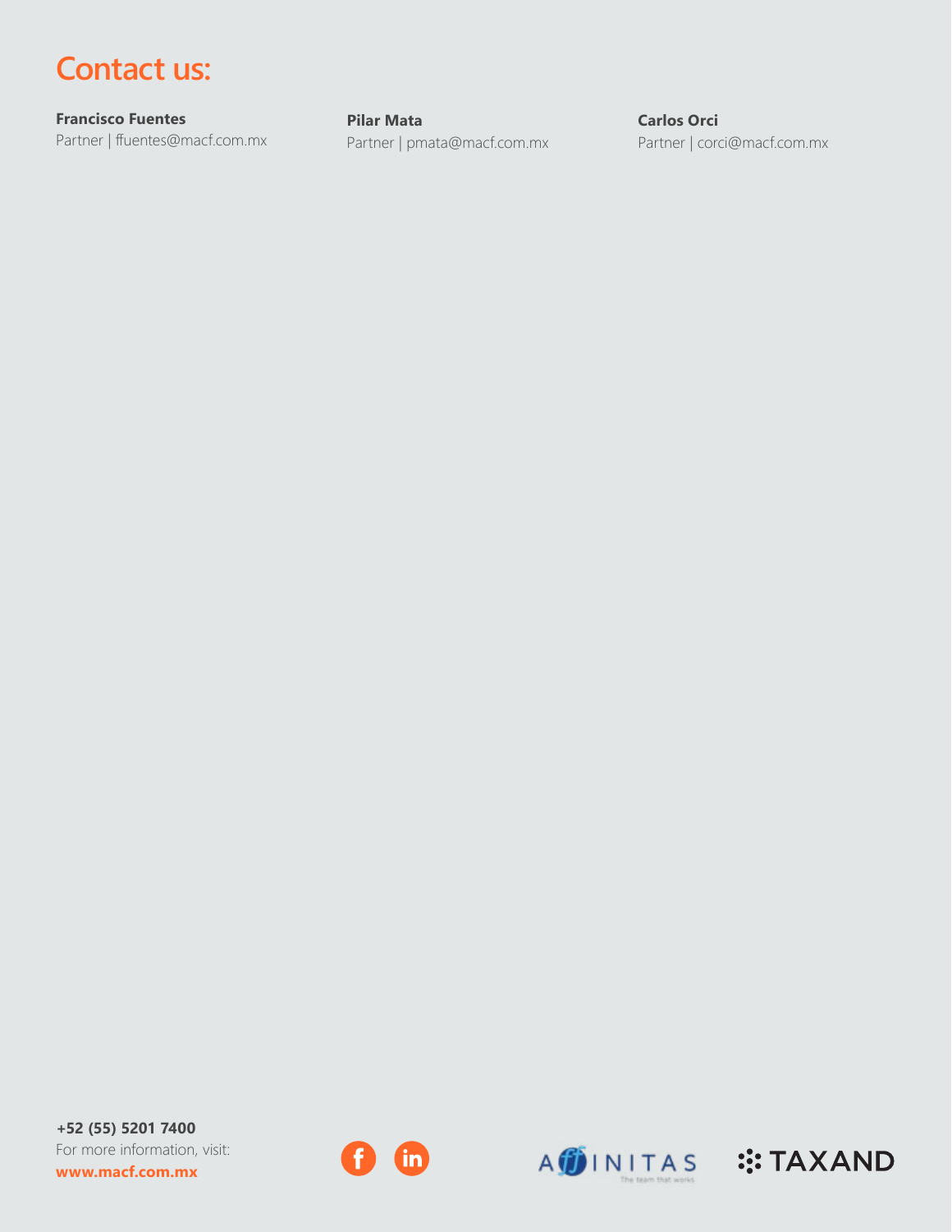# Contact us:

**Francisco Fuentes**
Partner | ffuentes@macf.com.mx

**Pilar Mata**
Partner | pmata@macf.com.mx

**Carlos Orci**
Partner | corci@macf.com.mx

**+52 (55) 5201 7400**
For more information, visit:
**www.macf.com.mx**

AFFINITAS The team that works

TAXAND